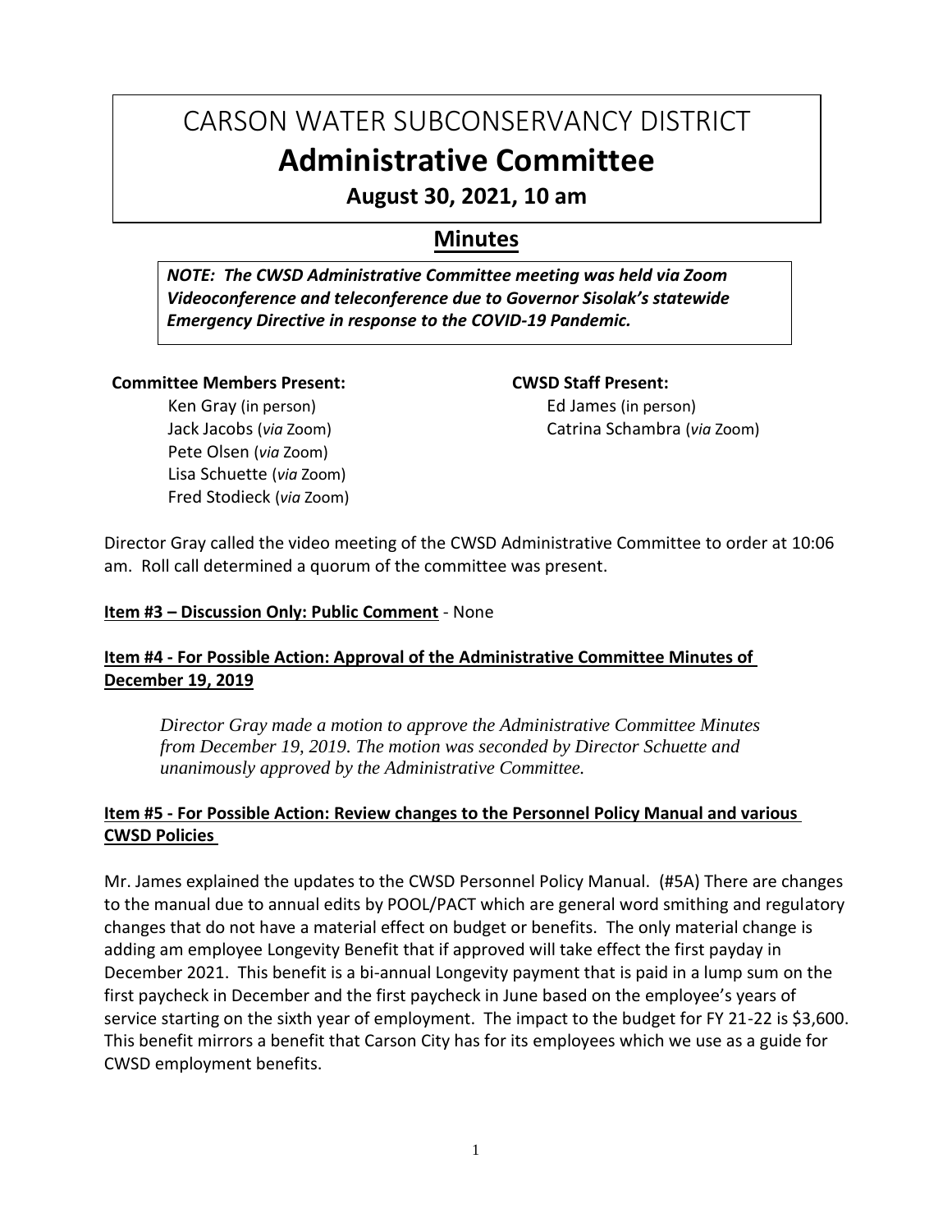# CARSON WATER SUBCONSERVANCY DISTRICT

# Administrative Committee

## August 30, 2021, 10 am

## Minutes

***NOTE: The CWSD Administrative Committee meeting was held via Zoom Videoconference and teleconference due to Governor Sisolak's statewide Emergency Directive in response to the COVID-19 Pandemic.***

**Committee Members Present:**

Ken Gray (in person)
Jack Jacobs (*via* Zoom)
Pete Olsen (*via* Zoom)
Lisa Schuette (*via* Zoom)
Fred Stodieck (*via* Zoom)

**CWSD Staff Present:**

Ed James (in person)
Catrina Schambra (*via* Zoom)

Director Gray called the video meeting of the CWSD Administrative Committee to order at 10:06 am. Roll call determined a quorum of the committee was present.

**Item #3 – Discussion Only: Public Comment** - None

**Item #4 - For Possible Action: Approval of the Administrative Committee Minutes of December 19, 2019**

*Director Gray made a motion to approve the Administrative Committee Minutes from December 19, 2019. The motion was seconded by Director Schuette and unanimously approved by the Administrative Committee.*

**Item #5 - For Possible Action: Review changes to the Personnel Policy Manual and various CWSD Policies**

Mr. James explained the updates to the CWSD Personnel Policy Manual. (#5A) There are changes to the manual due to annual edits by POOL/PACT which are general word smithing and regulatory changes that do not have a material effect on budget or benefits. The only material change is adding am employee Longevity Benefit that if approved will take effect the first payday in December 2021. This benefit is a bi-annual Longevity payment that is paid in a lump sum on the first paycheck in December and the first paycheck in June based on the employee's years of service starting on the sixth year of employment. The impact to the budget for FY 21-22 is $3,600. This benefit mirrors a benefit that Carson City has for its employees which we use as a guide for CWSD employment benefits.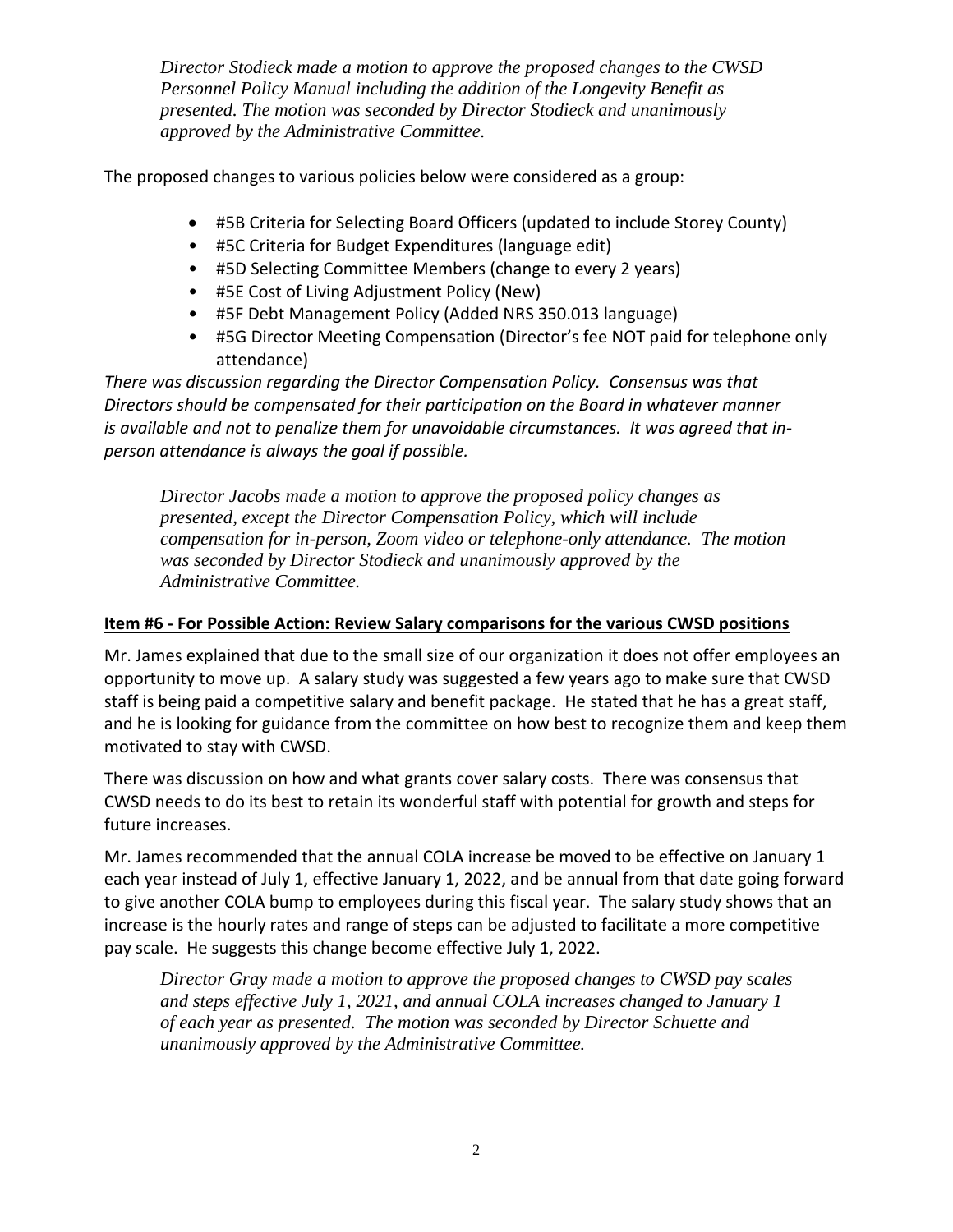*Director Stodieck made a motion to approve the proposed changes to the CWSD Personnel Policy Manual including the addition of the Longevity Benefit as presented. The motion was seconded by Director Stodieck and unanimously approved by the Administrative Committee.*

The proposed changes to various policies below were considered as a group:

- #5B Criteria for Selecting Board Officers (updated to include Storey County)
- #5C Criteria for Budget Expenditures (language edit)
- #5D Selecting Committee Members (change to every 2 years)
- #5E Cost of Living Adjustment Policy (New)
- #5F Debt Management Policy (Added NRS 350.013 language)
- #5G Director Meeting Compensation (Director's fee NOT paid for telephone only attendance)

*There was discussion regarding the Director Compensation Policy. Consensus was that Directors should be compensated for their participation on the Board in whatever manner is available and not to penalize them for unavoidable circumstances. It was agreed that in-person attendance is always the goal if possible.*

*Director Jacobs made a motion to approve the proposed policy changes as presented, except the Director Compensation Policy, which will include compensation for in-person, Zoom video or telephone-only attendance. The motion was seconded by Director Stodieck and unanimously approved by the Administrative Committee.*

**Item #6 - For Possible Action: Review Salary comparisons for the various CWSD positions**

Mr. James explained that due to the small size of our organization it does not offer employees an opportunity to move up. A salary study was suggested a few years ago to make sure that CWSD staff is being paid a competitive salary and benefit package. He stated that he has a great staff, and he is looking for guidance from the committee on how best to recognize them and keep them motivated to stay with CWSD.

There was discussion on how and what grants cover salary costs. There was consensus that CWSD needs to do its best to retain its wonderful staff with potential for growth and steps for future increases.

Mr. James recommended that the annual COLA increase be moved to be effective on January 1 each year instead of July 1, effective January 1, 2022, and be annual from that date going forward to give another COLA bump to employees during this fiscal year. The salary study shows that an increase is the hourly rates and range of steps can be adjusted to facilitate a more competitive pay scale. He suggests this change become effective July 1, 2022.

*Director Gray made a motion to approve the proposed changes to CWSD pay scales and steps effective July 1, 2021, and annual COLA increases changed to January 1 of each year as presented. The motion was seconded by Director Schuette and unanimously approved by the Administrative Committee.*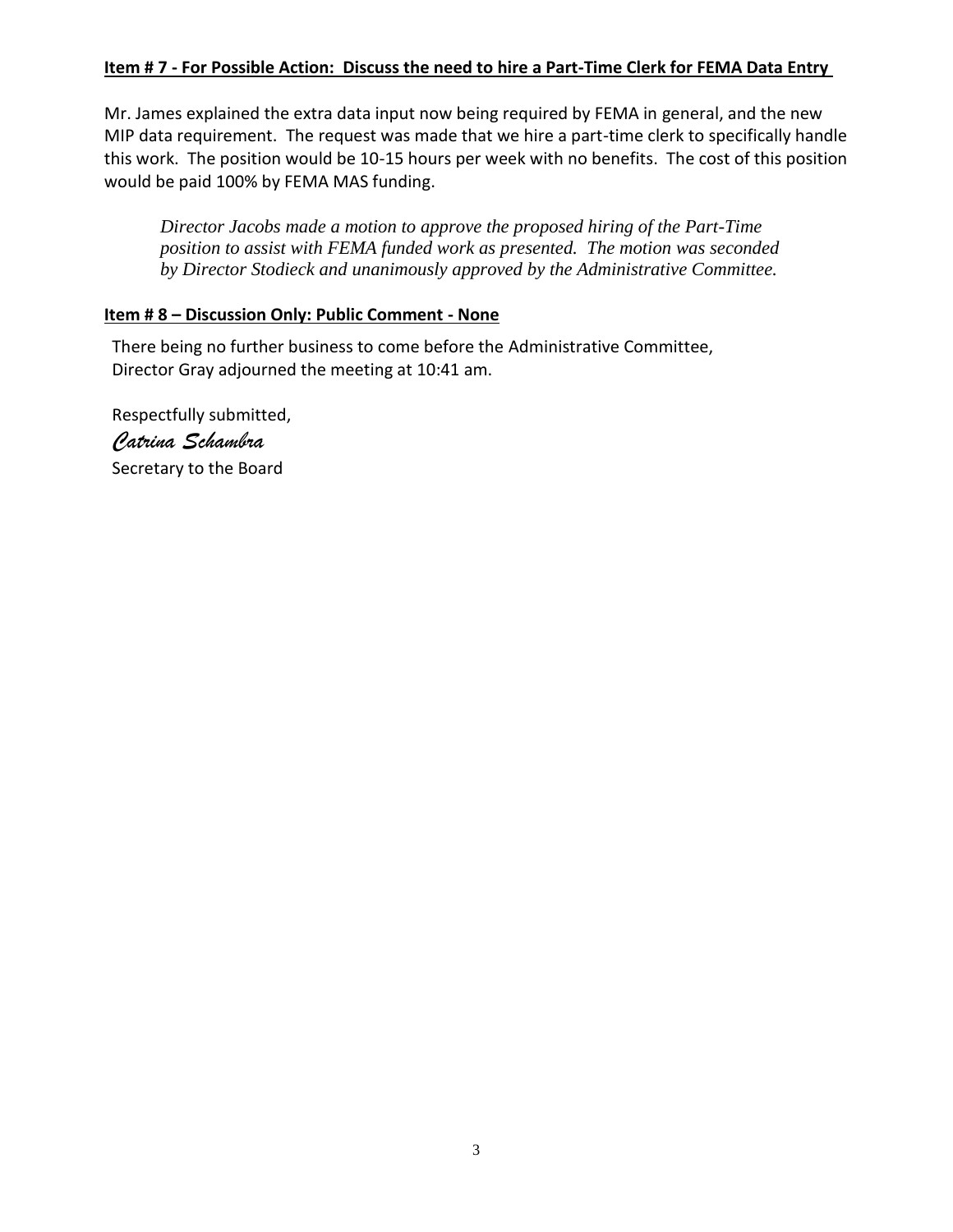**Item # 7 - For Possible Action: Discuss the need to hire a Part-Time Clerk for FEMA Data Entry**

Mr. James explained the extra data input now being required by FEMA in general, and the new MIP data requirement. The request was made that we hire a part-time clerk to specifically handle this work. The position would be 10-15 hours per week with no benefits. The cost of this position would be paid 100% by FEMA MAS funding.

> *Director Jacobs made a motion to approve the proposed hiring of the Part-Time position to assist with FEMA funded work as presented. The motion was seconded by Director Stodieck and unanimously approved by the Administrative Committee.*

**Item # 8 – Discussion Only: Public Comment - None**

There being no further business to come before the Administrative Committee, Director Gray adjourned the meeting at 10:41 am.

Respectfully submitted,

*Catrina Schambra*

Secretary to the Board